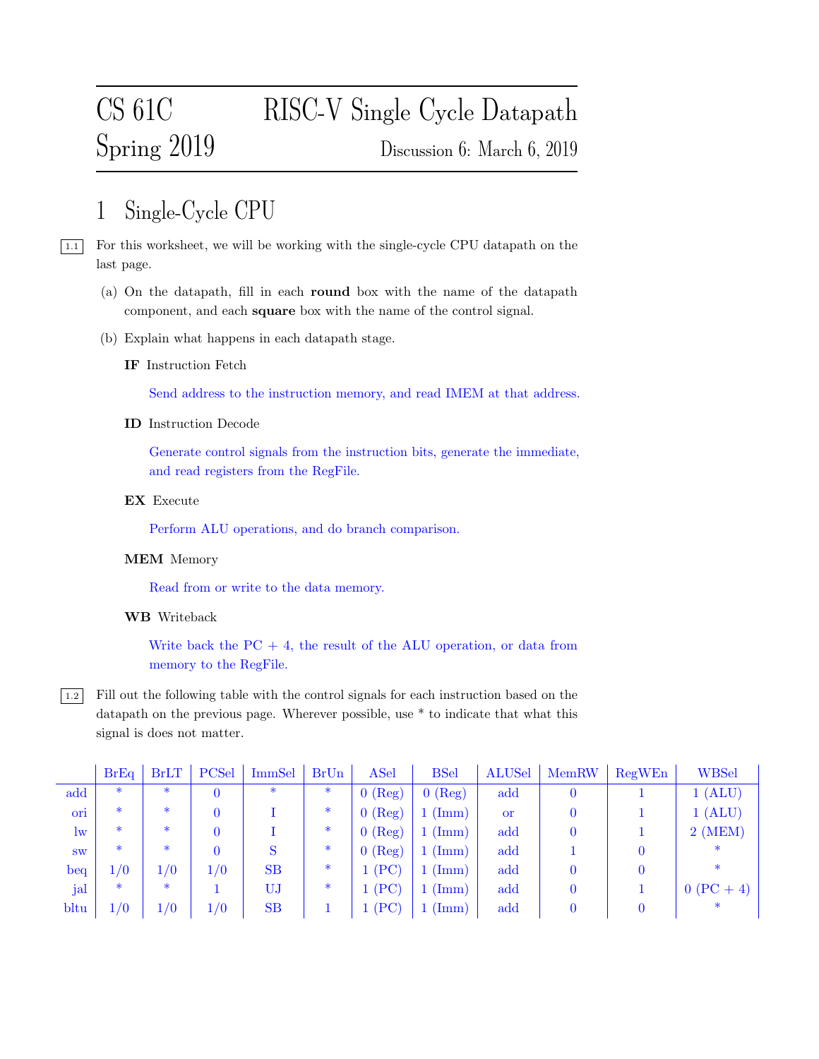# CS 61C Spring 2019 — RISC-V Single Cycle Datapath

Discussion 6: March 6, 2019

## 1 Single-Cycle CPU

**1.1** For this worksheet, we will be working with the single-cycle CPU datapath on the last page.

(a) On the datapath, fill in each **round** box with the name of the datapath component, and each **square** box with the name of the control signal.

(b) Explain what happens in each datapath stage.

**IF** Instruction Fetch

Send address to the instruction memory, and read IMEM at that address.

**ID** Instruction Decode

Generate control signals from the instruction bits, generate the immediate, and read registers from the RegFile.

**EX** Execute

Perform ALU operations, and do branch comparison.

**MEM** Memory

Read from or write to the data memory.

**WB** Writeback

Write back the PC + 4, the result of the ALU operation, or data from memory to the RegFile.

**1.2** Fill out the following table with the control signals for each instruction based on the datapath on the previous page. Wherever possible, use * to indicate that what this signal is does not matter.

| | BrEq | BrLT | PCSel | ImmSel | BrUn | ASel | BSel | ALUSel | MemRW | RegWEn | WBSel |
|---|---|---|---|---|---|---|---|---|---|---|---|
| add | * | * | 0 | * | * | 0 (Reg) | 0 (Reg) | add | 0 | 1 | 1 (ALU) |
| ori | * | * | 0 | I | * | 0 (Reg) | 1 (Imm) | or | 0 | 1 | 1 (ALU) |
| lw | * | * | 0 | I | * | 0 (Reg) | 1 (Imm) | add | 0 | 1 | 2 (MEM) |
| sw | * | * | 0 | S | * | 0 (Reg) | 1 (Imm) | add | 1 | 0 | * |
| beq | 1/0 | 1/0 | 1/0 | SB | * | 1 (PC) | 1 (Imm) | add | 0 | 0 | * |
| jal | * | * | 1 | UJ | * | 1 (PC) | 1 (Imm) | add | 0 | 1 | 0 (PC + 4) |
| bltu | 1/0 | 1/0 | 1/0 | SB | 1 | 1 (PC) | 1 (Imm) | add | 0 | 0 | * |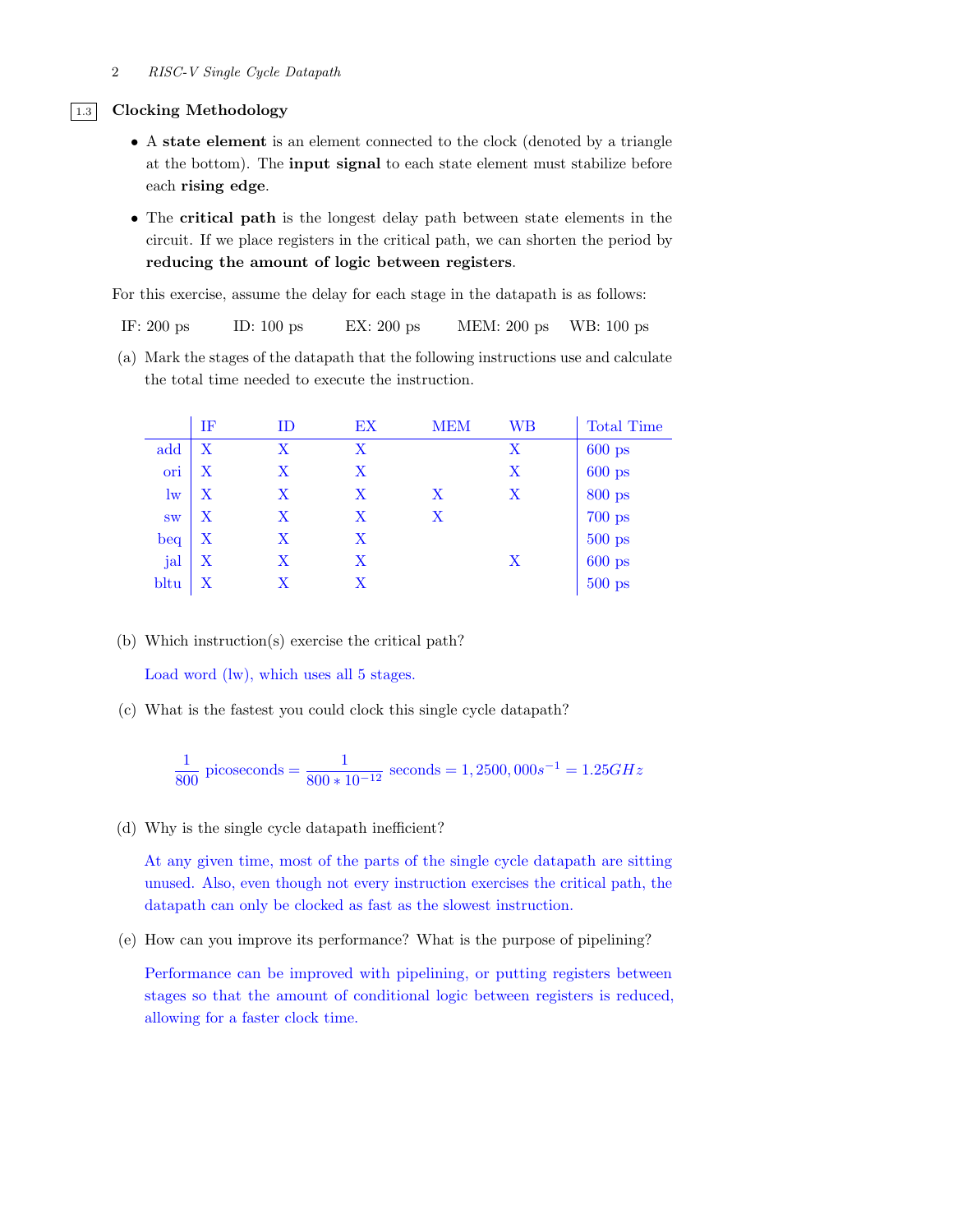## 1.3 Clocking Methodology

- A **state element** is an element connected to the clock (denoted by a triangle at the bottom). The **input signal** to each state element must stabilize before each **rising edge**.
- The **critical path** is the longest delay path between state elements in the circuit. If we place registers in the critical path, we can shorten the period by **reducing the amount of logic between registers**.

For this exercise, assume the delay for each stage in the datapath is as follows:

IF: 200 ps ID: 100 ps EX: 200 ps MEM: 200 ps WB: 100 ps

(a) Mark the stages of the datapath that the following instructions use and calculate the total time needed to execute the instruction.

| | IF | ID | EX | MEM | WB | Total Time |
|---|---|---|---|---|---|---|
| add | X | X | X | | X | 600 ps |
| ori | X | X | X | | X | 600 ps |
| lw | X | X | X | X | X | 800 ps |
| sw | X | X | X | X | | 700 ps |
| beq | X | X | X | | | 500 ps |
| jal | X | X | X | | X | 600 ps |
| bltu | X | X | X | | | 500 ps |

(b) Which instruction(s) exercise the critical path?

Load word (lw), which uses all 5 stages.

(c) What is the fastest you could clock this single cycle datapath?

$$\frac{1}{800} \text{ picoseconds} = \frac{1}{800 * 10^{-12}} \text{ seconds} = 1,2500,000 s^{-1} = 1.25 GHz$$

(d) Why is the single cycle datapath inefficient?

At any given time, most of the parts of the single cycle datapath are sitting unused. Also, even though not every instruction exercises the critical path, the datapath can only be clocked as fast as the slowest instruction.

(e) How can you improve its performance? What is the purpose of pipelining?

Performance can be improved with pipelining, or putting registers between stages so that the amount of conditional logic between registers is reduced, allowing for a faster clock time.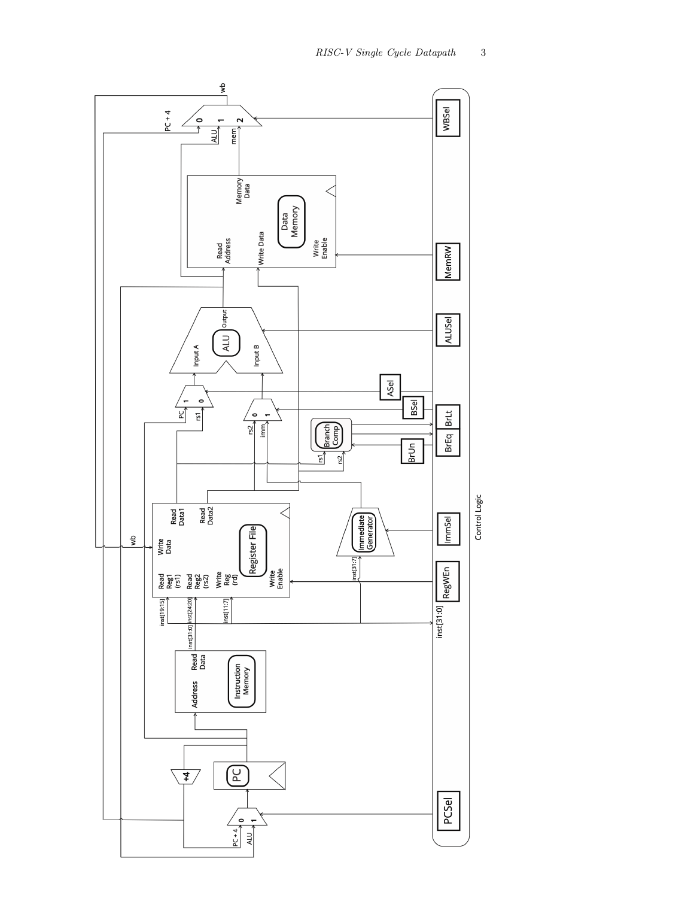PC
+4
PC + 4
ALU
0
1
PCSel
Instruction Memory
Address
Read Data
inst[31:0]
inst[19:15]
inst[24:20]
inst[11:7]
inst[31:7]
Register File
Read Reg1 (rs1)
Read Reg2 (rs2)
Write Reg (rd)
Write Data
Write Enable
Read Data1
Read Data2
wb
RegWEn
Immediate Generator
ImmSel
Branch Comp
rs1
rs2
BrUn
BrEq
BrLt
PC
rs1
rs2
imm
ASel
BSel
ALU
Input A
Input B
Output
ALUSel
Data Memory
Read Address
Write Data
Memory Data
Write Enable
MemRW
PC + 4
ALU
mem
0
1
2
wb
WBSel
Control Logic